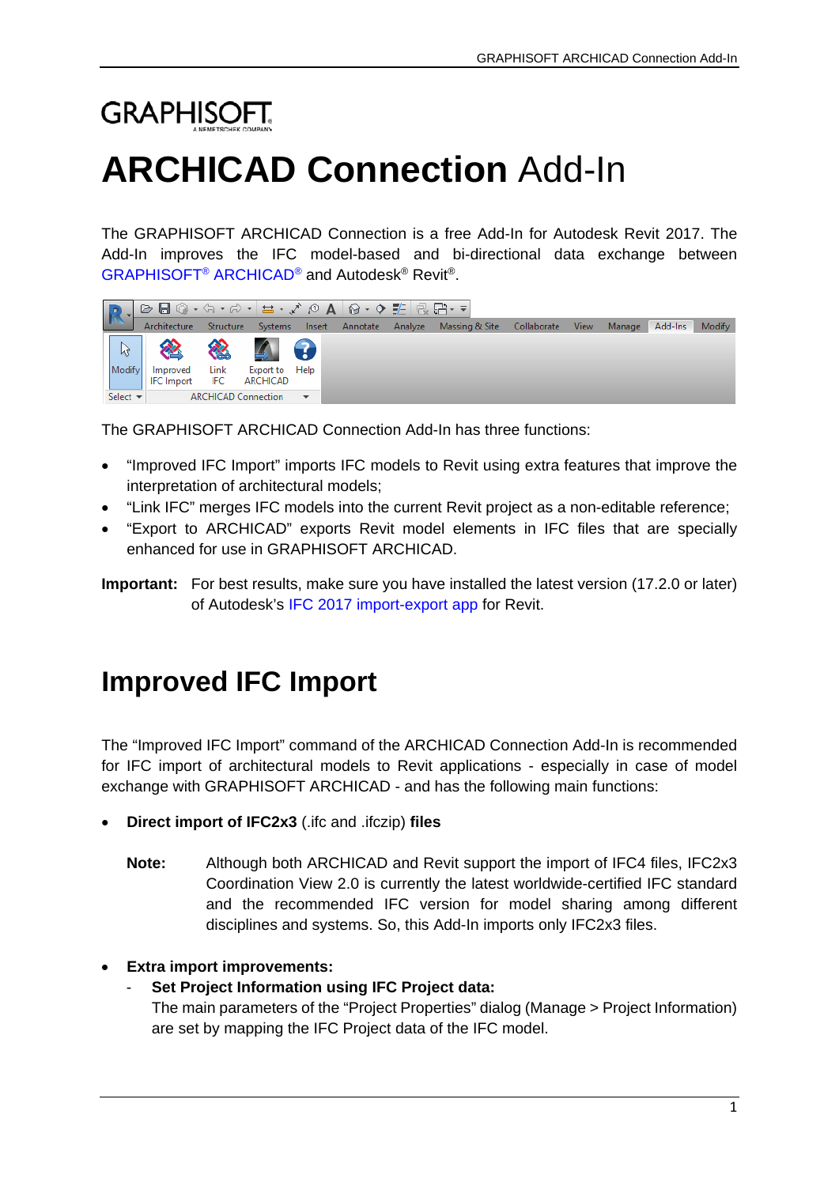GRAPHISOFT

# ARCHICAD Connection Add-In

The GRAPHISOFT ARCHICAD Connection is a free Add-In for Autodesk Revit 2017. The Add-In improves the IFC model-based and bi-directional data exchange between GRAPHISOFT® ARCHICAD® and Autodesk® Revit®.

The GRAPHISOFT ARCHICAD Connection Add-In has three functions:

- “Improved IFC Import” imports IFC models to Revit using extra features that improve the interpretation of architectural models;
- “Link IFC” merges IFC models into the current Revit project as a non-editable reference;
- “Export to ARCHICAD” exports Revit model elements in IFC files that are specially enhanced for use in GRAPHISOFT ARCHICAD.

**Important:** For best results, make sure you have installed the latest version (17.2.0 or later) of Autodesk’s IFC 2017 import-export app for Revit.

## Improved IFC Import

The “Improved IFC Import” command of the ARCHICAD Connection Add-In is recommended for IFC import of architectural models to Revit applications - especially in case of model exchange with GRAPHISOFT ARCHICAD - and has the following main functions:

- **Direct import of IFC2x3** (.ifc and .ifczip) **files**

  **Note:** Although both ARCHICAD and Revit support the import of IFC4 files, IFC2x3 Coordination View 2.0 is currently the latest worldwide-certified IFC standard and the recommended IFC version for model sharing among different disciplines and systems. So, this Add-In imports only IFC2x3 files.

- **Extra import improvements:**
  - **Set Project Information using IFC Project data:**
    The main parameters of the “Project Properties” dialog (Manage > Project Information) are set by mapping the IFC Project data of the IFC model.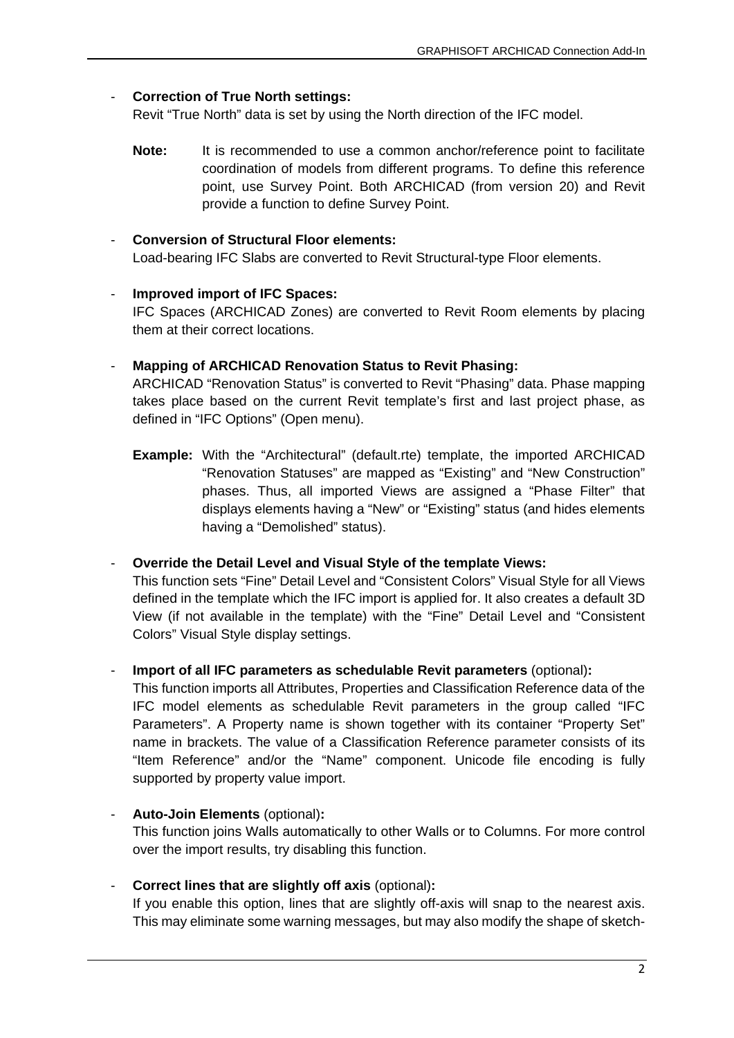- **Correction of True North settings:**
  Revit "True North" data is set by using the North direction of the IFC model.

  **Note:** It is recommended to use a common anchor/reference point to facilitate coordination of models from different programs. To define this reference point, use Survey Point. Both ARCHICAD (from version 20) and Revit provide a function to define Survey Point.

- **Conversion of Structural Floor elements:**
  Load-bearing IFC Slabs are converted to Revit Structural-type Floor elements.

- **Improved import of IFC Spaces:**
  IFC Spaces (ARCHICAD Zones) are converted to Revit Room elements by placing them at their correct locations.

- **Mapping of ARCHICAD Renovation Status to Revit Phasing:**
  ARCHICAD "Renovation Status" is converted to Revit "Phasing" data. Phase mapping takes place based on the current Revit template's first and last project phase, as defined in "IFC Options" (Open menu).

  **Example:** With the "Architectural" (default.rte) template, the imported ARCHICAD "Renovation Statuses" are mapped as "Existing" and "New Construction" phases. Thus, all imported Views are assigned a "Phase Filter" that displays elements having a "New" or "Existing" status (and hides elements having a "Demolished" status).

- **Override the Detail Level and Visual Style of the template Views:**
  This function sets "Fine" Detail Level and "Consistent Colors" Visual Style for all Views defined in the template which the IFC import is applied for. It also creates a default 3D View (if not available in the template) with the "Fine" Detail Level and "Consistent Colors" Visual Style display settings.

- **Import of all IFC parameters as schedulable Revit parameters** (optional)**:**
  This function imports all Attributes, Properties and Classification Reference data of the IFC model elements as schedulable Revit parameters in the group called "IFC Parameters". A Property name is shown together with its container "Property Set" name in brackets. The value of a Classification Reference parameter consists of its "Item Reference" and/or the "Name" component. Unicode file encoding is fully supported by property value import.

- **Auto-Join Elements** (optional)**:**
  This function joins Walls automatically to other Walls or to Columns. For more control over the import results, try disabling this function.

- **Correct lines that are slightly off axis** (optional)**:**
  If you enable this option, lines that are slightly off-axis will snap to the nearest axis. This may eliminate some warning messages, but may also modify the shape of sketch-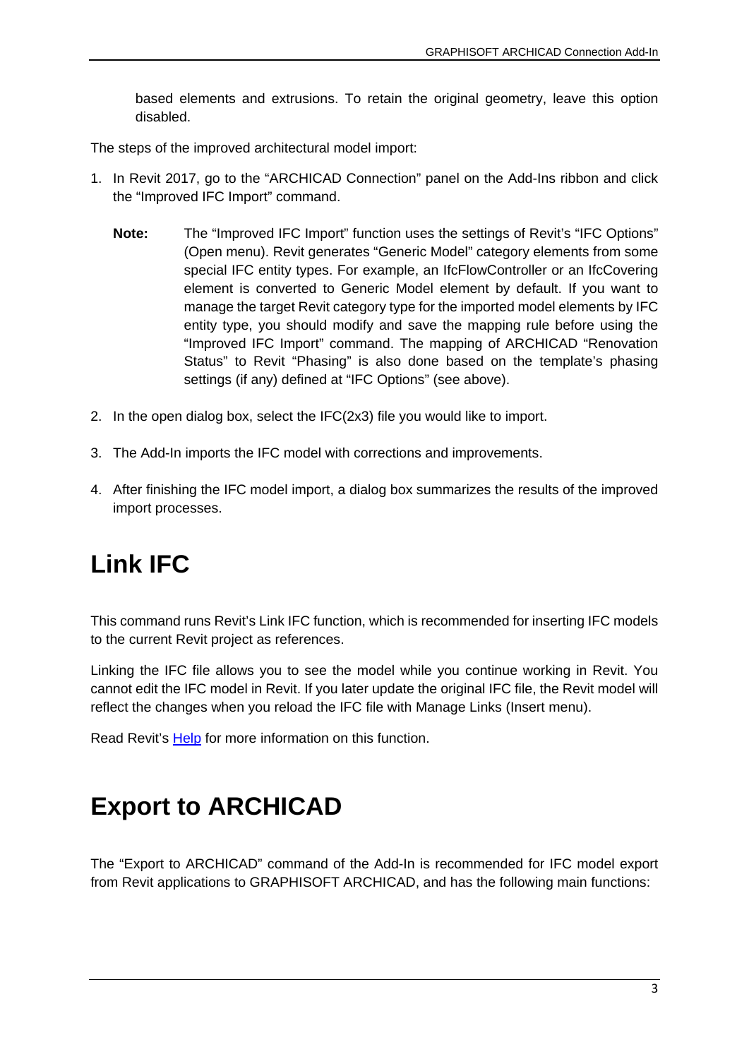based elements and extrusions. To retain the original geometry, leave this option disabled.

The steps of the improved architectural model import:

1. In Revit 2017, go to the “ARCHICAD Connection” panel on the Add-Ins ribbon and click the “Improved IFC Import” command.

   **Note:** The “Improved IFC Import” function uses the settings of Revit’s “IFC Options” (Open menu). Revit generates “Generic Model” category elements from some special IFC entity types. For example, an IfcFlowController or an IfcCovering element is converted to Generic Model element by default. If you want to manage the target Revit category type for the imported model elements by IFC entity type, you should modify and save the mapping rule before using the “Improved IFC Import” command. The mapping of ARCHICAD “Renovation Status” to Revit “Phasing” is also done based on the template’s phasing settings (if any) defined at “IFC Options” (see above).

2. In the open dialog box, select the IFC(2x3) file you would like to import.

3. The Add-In imports the IFC model with corrections and improvements.

4. After finishing the IFC model import, a dialog box summarizes the results of the improved import processes.

# Link IFC

This command runs Revit’s Link IFC function, which is recommended for inserting IFC models to the current Revit project as references.

Linking the IFC file allows you to see the model while you continue working in Revit. You cannot edit the IFC model in Revit. If you later update the original IFC file, the Revit model will reflect the changes when you reload the IFC file with Manage Links (Insert menu).

Read Revit’s Help for more information on this function.

# Export to ARCHICAD

The “Export to ARCHICAD” command of the Add-In is recommended for IFC model export from Revit applications to GRAPHISOFT ARCHICAD, and has the following main functions: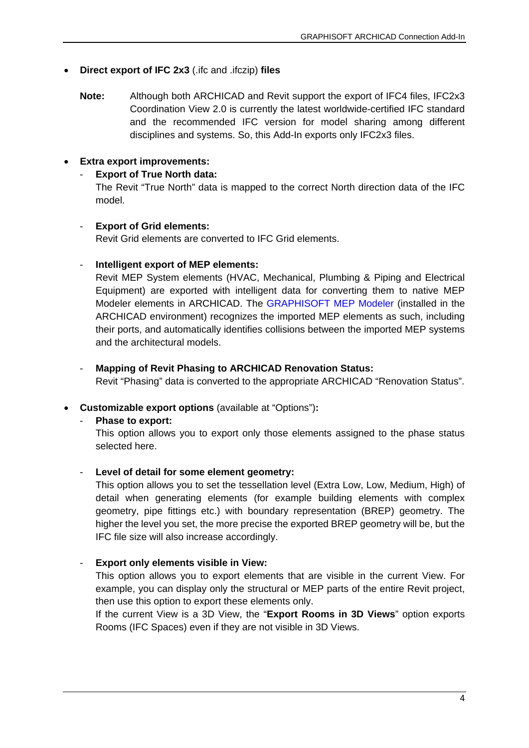- **Direct export of IFC 2x3** (.ifc and .ifczip) **files**

  **Note:** Although both ARCHICAD and Revit support the export of IFC4 files, IFC2x3 Coordination View 2.0 is currently the latest worldwide-certified IFC standard and the recommended IFC version for model sharing among different disciplines and systems. So, this Add-In exports only IFC2x3 files.

- **Extra export improvements:**
  - **Export of True North data:**
    The Revit "True North" data is mapped to the correct North direction data of the IFC model.

  - **Export of Grid elements:**
    Revit Grid elements are converted to IFC Grid elements.

  - **Intelligent export of MEP elements:**
    Revit MEP System elements (HVAC, Mechanical, Plumbing & Piping and Electrical Equipment) are exported with intelligent data for converting them to native MEP Modeler elements in ARCHICAD. The GRAPHISOFT MEP Modeler (installed in the ARCHICAD environment) recognizes the imported MEP elements as such, including their ports, and automatically identifies collisions between the imported MEP systems and the architectural models.

  - **Mapping of Revit Phasing to ARCHICAD Renovation Status:**
    Revit "Phasing" data is converted to the appropriate ARCHICAD "Renovation Status".

- **Customizable export options** (available at "Options")**:**
  - **Phase to export:**
    This option allows you to export only those elements assigned to the phase status selected here.

  - **Level of detail for some element geometry:**
    This option allows you to set the tessellation level (Extra Low, Low, Medium, High) of detail when generating elements (for example building elements with complex geometry, pipe fittings etc.) with boundary representation (BREP) geometry. The higher the level you set, the more precise the exported BREP geometry will be, but the IFC file size will also increase accordingly.

  - **Export only elements visible in View:**
    This option allows you to export elements that are visible in the current View. For example, you can display only the structural or MEP parts of the entire Revit project, then use this option to export these elements only.
    If the current View is a 3D View, the "**Export Rooms in 3D Views**" option exports Rooms (IFC Spaces) even if they are not visible in 3D Views.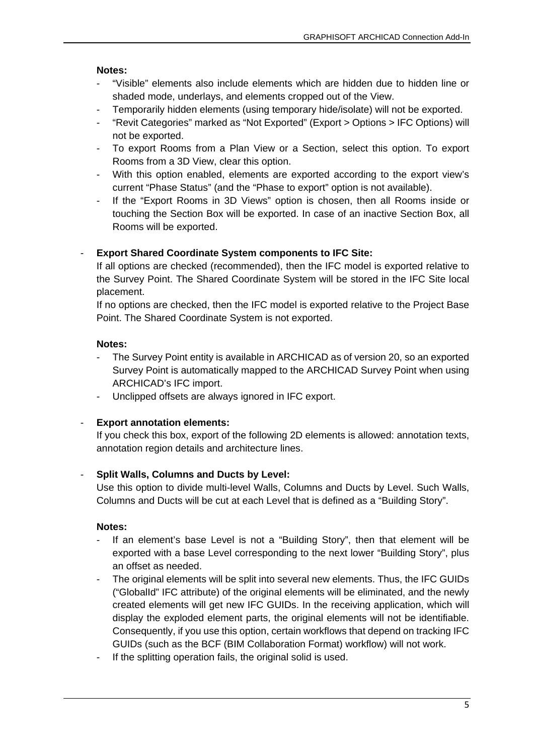**Notes:**

- "Visible" elements also include elements which are hidden due to hidden line or shaded mode, underlays, and elements cropped out of the View.
- Temporarily hidden elements (using temporary hide/isolate) will not be exported.
- "Revit Categories" marked as "Not Exported" (Export > Options > IFC Options) will not be exported.
- To export Rooms from a Plan View or a Section, select this option. To export Rooms from a 3D View, clear this option.
- With this option enabled, elements are exported according to the export view's current "Phase Status" (and the "Phase to export" option is not available).
- If the "Export Rooms in 3D Views" option is chosen, then all Rooms inside or touching the Section Box will be exported. In case of an inactive Section Box, all Rooms will be exported.

- **Export Shared Coordinate System components to IFC Site:**

  If all options are checked (recommended), then the IFC model is exported relative to the Survey Point. The Shared Coordinate System will be stored in the IFC Site local placement.

  If no options are checked, then the IFC model is exported relative to the Project Base Point. The Shared Coordinate System is not exported.

  **Notes:**

  - The Survey Point entity is available in ARCHICAD as of version 20, so an exported Survey Point is automatically mapped to the ARCHICAD Survey Point when using ARCHICAD's IFC import.
  - Unclipped offsets are always ignored in IFC export.

- **Export annotation elements:**

  If you check this box, export of the following 2D elements is allowed: annotation texts, annotation region details and architecture lines.

- **Split Walls, Columns and Ducts by Level:**

  Use this option to divide multi-level Walls, Columns and Ducts by Level. Such Walls, Columns and Ducts will be cut at each Level that is defined as a "Building Story".

  **Notes:**

  - If an element's base Level is not a "Building Story", then that element will be exported with a base Level corresponding to the next lower "Building Story", plus an offset as needed.
  - The original elements will be split into several new elements. Thus, the IFC GUIDs ("GlobalId" IFC attribute) of the original elements will be eliminated, and the newly created elements will get new IFC GUIDs. In the receiving application, which will display the exploded element parts, the original elements will not be identifiable. Consequently, if you use this option, certain workflows that depend on tracking IFC GUIDs (such as the BCF (BIM Collaboration Format) workflow) will not work.
  - If the splitting operation fails, the original solid is used.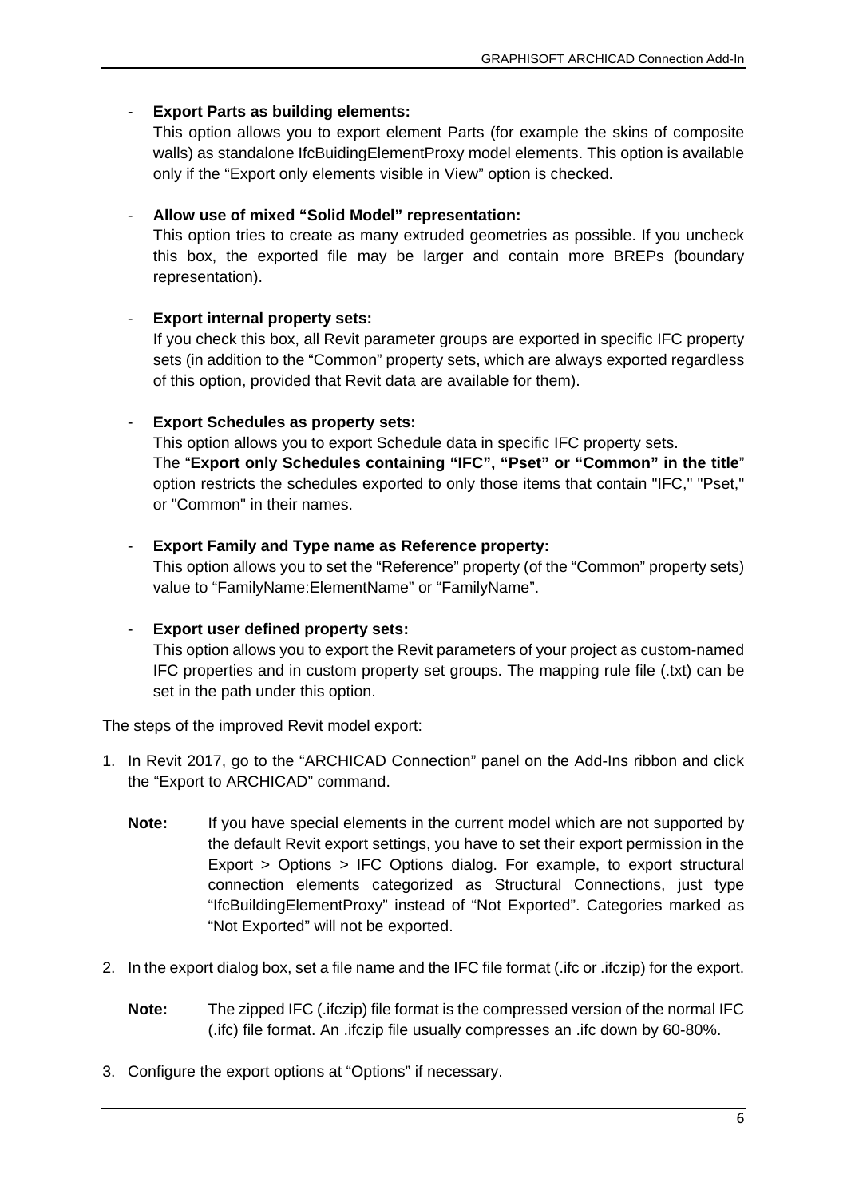- **Export Parts as building elements:**
  This option allows you to export element Parts (for example the skins of composite walls) as standalone IfcBuidingElementProxy model elements. This option is available only if the "Export only elements visible in View" option is checked.

- **Allow use of mixed "Solid Model" representation:**
  This option tries to create as many extruded geometries as possible. If you uncheck this box, the exported file may be larger and contain more BREPs (boundary representation).

- **Export internal property sets:**
  If you check this box, all Revit parameter groups are exported in specific IFC property sets (in addition to the "Common" property sets, which are always exported regardless of this option, provided that Revit data are available for them).

- **Export Schedules as property sets:**
  This option allows you to export Schedule data in specific IFC property sets.
  The "**Export only Schedules containing "IFC", "Pset" or "Common" in the title**" option restricts the schedules exported to only those items that contain "IFC," "Pset," or "Common" in their names.

- **Export Family and Type name as Reference property:**
  This option allows you to set the "Reference" property (of the "Common" property sets) value to "FamilyName:ElementName" or "FamilyName".

- **Export user defined property sets:**
  This option allows you to export the Revit parameters of your project as custom-named IFC properties and in custom property set groups. The mapping rule file (.txt) can be set in the path under this option.

The steps of the improved Revit model export:

1. In Revit 2017, go to the "ARCHICAD Connection" panel on the Add-Ins ribbon and click the "Export to ARCHICAD" command.

   **Note:** If you have special elements in the current model which are not supported by the default Revit export settings, you have to set their export permission in the Export > Options > IFC Options dialog. For example, to export structural connection elements categorized as Structural Connections, just type "IfcBuildingElementProxy" instead of "Not Exported". Categories marked as "Not Exported" will not be exported.

2. In the export dialog box, set a file name and the IFC file format (.ifc or .ifczip) for the export.

   **Note:** The zipped IFC (.ifczip) file format is the compressed version of the normal IFC (.ifc) file format. An .ifczip file usually compresses an .ifc down by 60-80%.

3. Configure the export options at "Options" if necessary.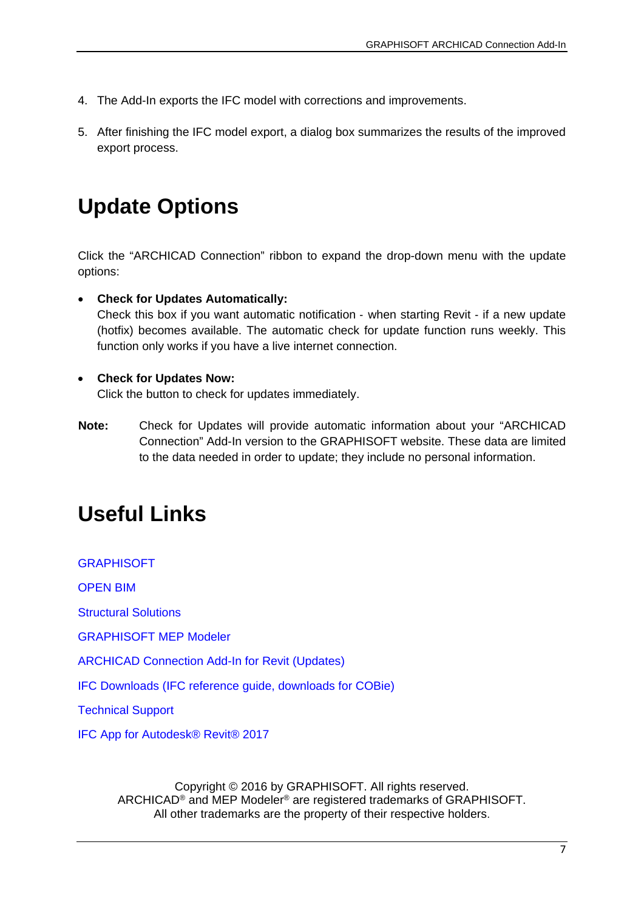4. The Add-In exports the IFC model with corrections and improvements.
5. After finishing the IFC model export, a dialog box summarizes the results of the improved export process.

# Update Options

Click the “ARCHICAD Connection” ribbon to expand the drop-down menu with the update options:

- **Check for Updates Automatically:**
  Check this box if you want automatic notification - when starting Revit - if a new update (hotfix) becomes available. The automatic check for update function runs weekly. This function only works if you have a live internet connection.

- **Check for Updates Now:**
  Click the button to check for updates immediately.

**Note:** Check for Updates will provide automatic information about your “ARCHICAD Connection” Add-In version to the GRAPHISOFT website. These data are limited to the data needed in order to update; they include no personal information.

# Useful Links

GRAPHISOFT

OPEN BIM

Structural Solutions

GRAPHISOFT MEP Modeler

ARCHICAD Connection Add-In for Revit (Updates)

IFC Downloads (IFC reference guide, downloads for COBie)

Technical Support

IFC App for Autodesk® Revit® 2017

Copyright © 2016 by GRAPHISOFT. All rights reserved.
ARCHICAD® and MEP Modeler® are registered trademarks of GRAPHISOFT.
All other trademarks are the property of their respective holders.